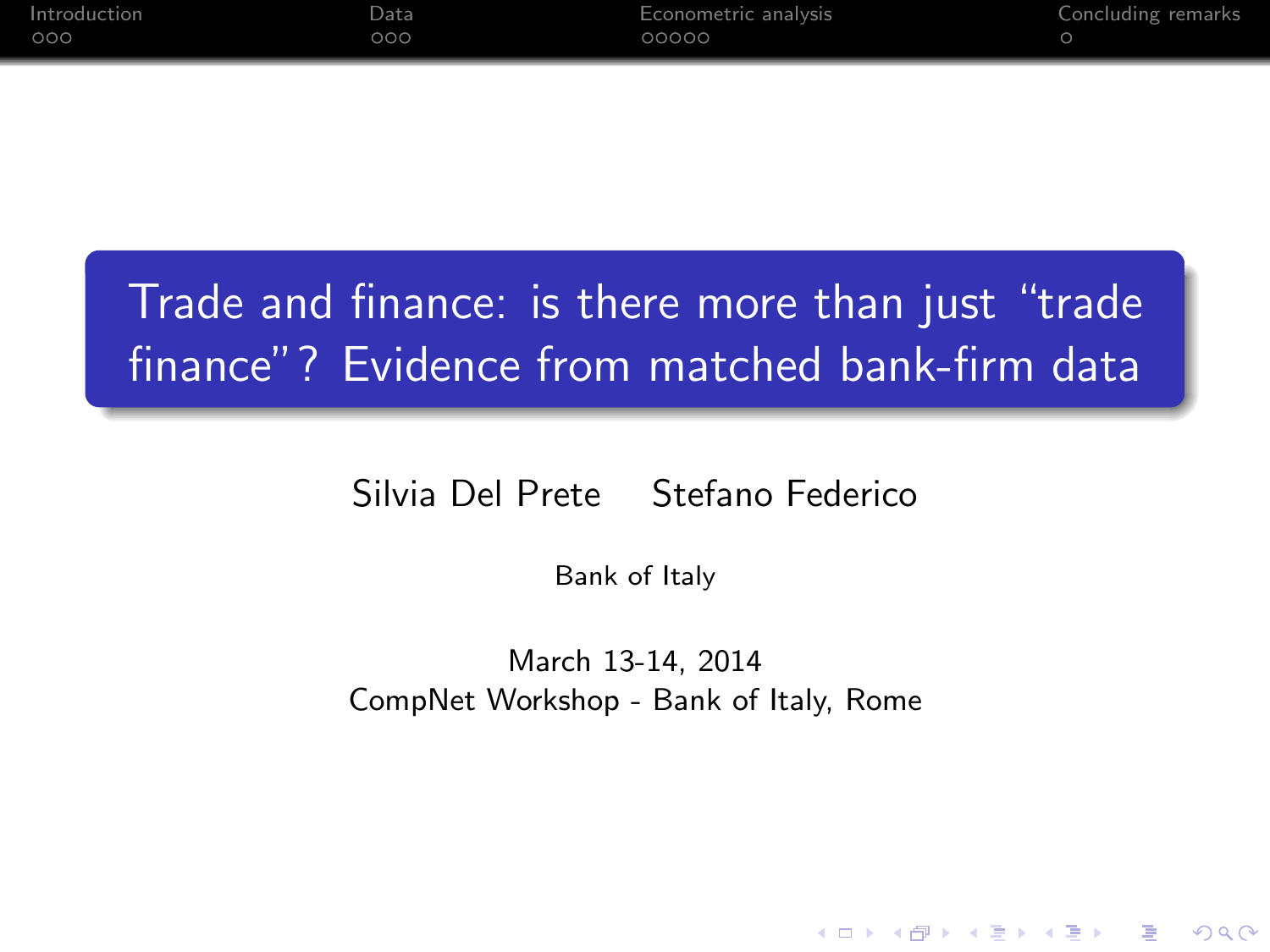# Trade and finance: is there more than just "trade finance"? Evidence from matched bank-firm data

Silvia Del Prete    Stefano Federico

Bank of Italy

March 13-14, 2014
CompNet Workshop - Bank of Italy, Rome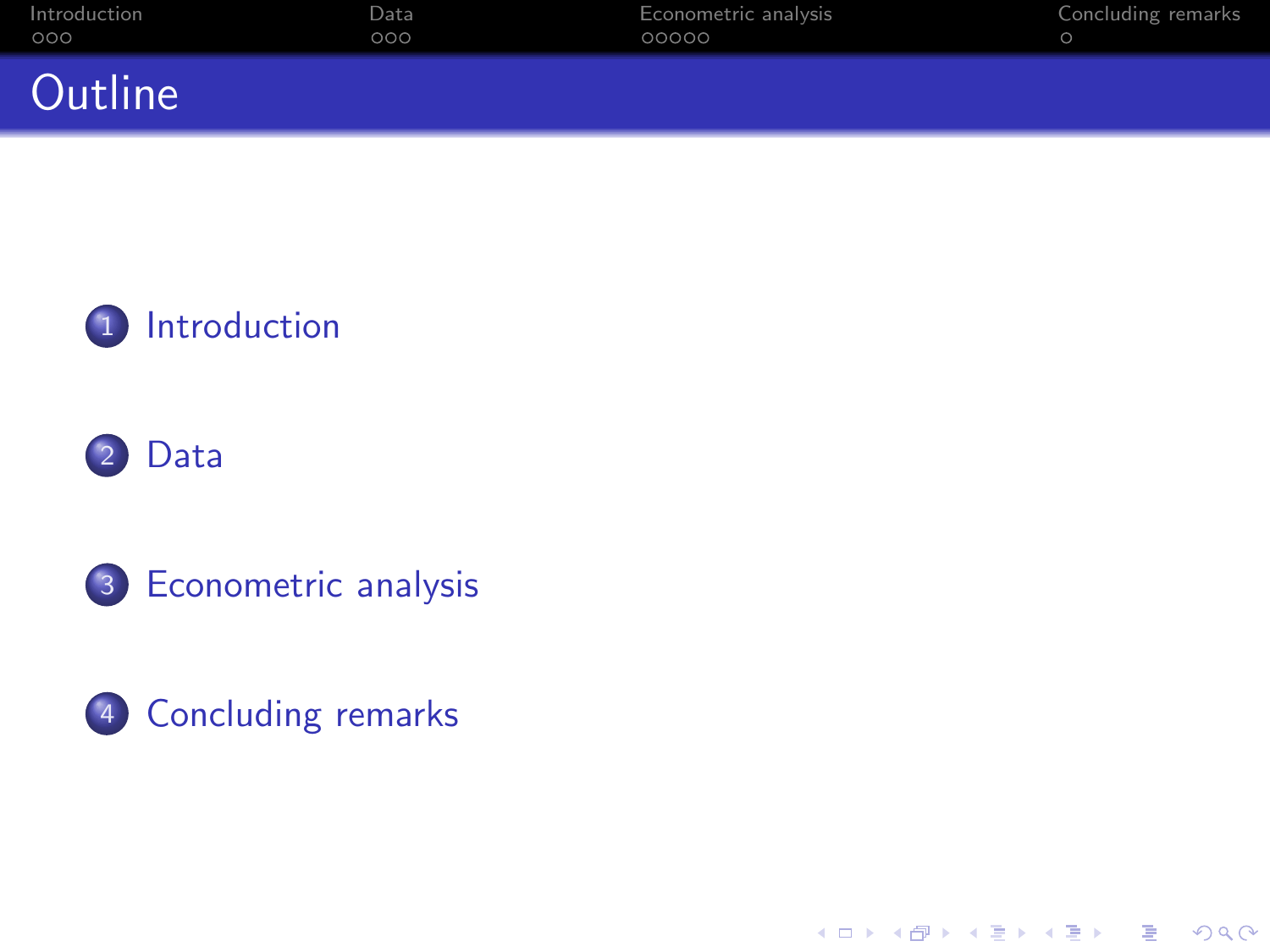# Outline

1. Introduction
2. Data
3. Econometric analysis
4. Concluding remarks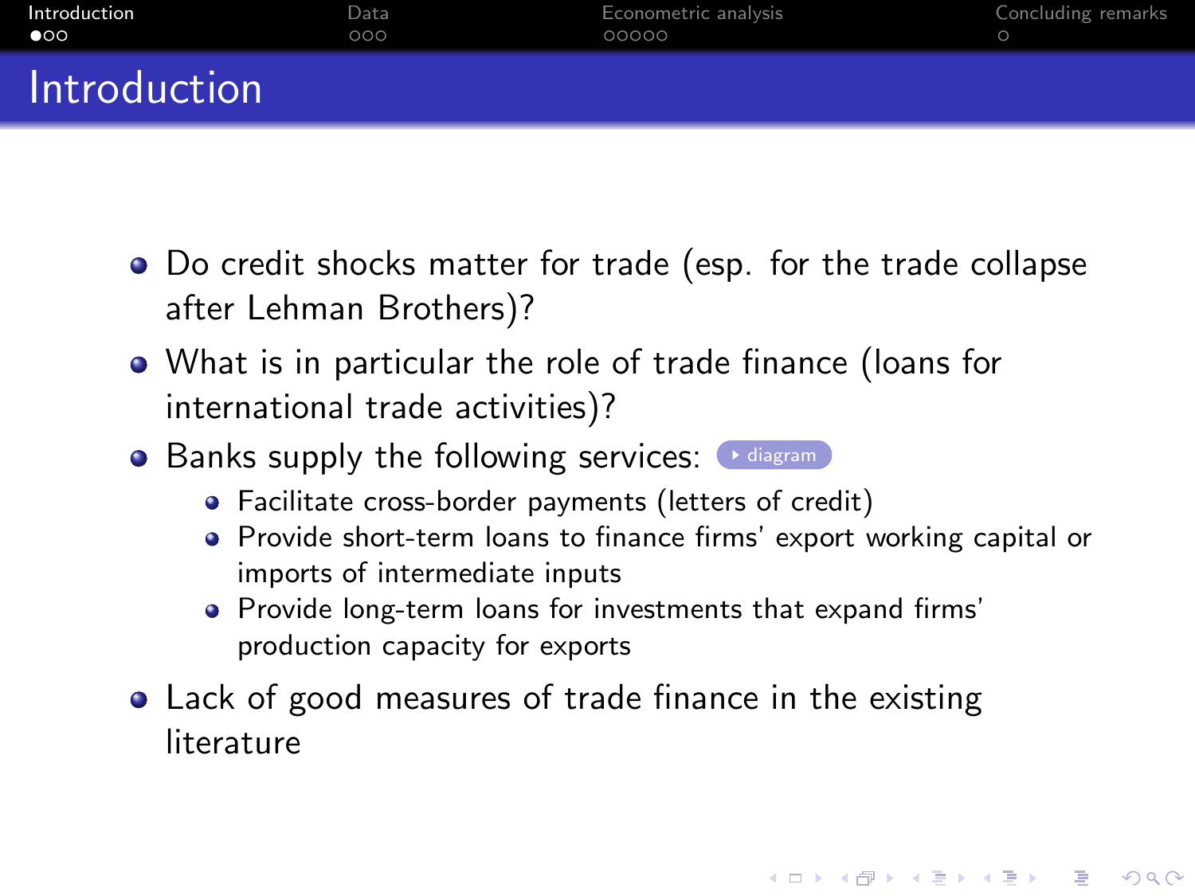# Introduction

- Do credit shocks matter for trade (esp. for the trade collapse after Lehman Brothers)?
- What is in particular the role of trade finance (loans for international trade activities)?
- Banks supply the following services: diagram
  - Facilitate cross-border payments (letters of credit)
  - Provide short-term loans to finance firms' export working capital or imports of intermediate inputs
  - Provide long-term loans for investments that expand firms' production capacity for exports
- Lack of good measures of trade finance in the existing literature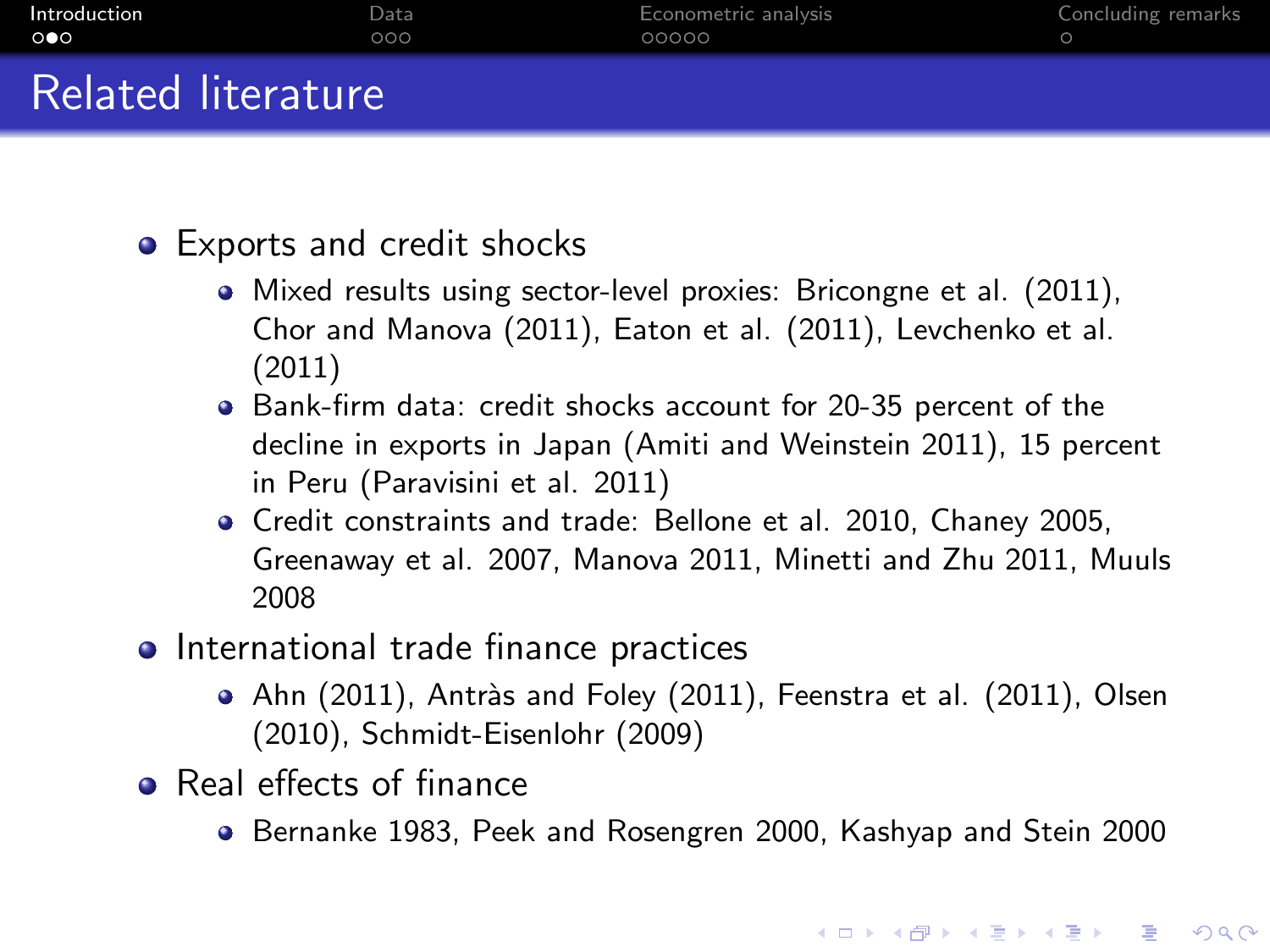# Related literature

- Exports and credit shocks
  - Mixed results using sector-level proxies: Bricongne et al. (2011), Chor and Manova (2011), Eaton et al. (2011), Levchenko et al. (2011)
  - Bank-firm data: credit shocks account for 20-35 percent of the decline in exports in Japan (Amiti and Weinstein 2011), 15 percent in Peru (Paravisini et al. 2011)
  - Credit constraints and trade: Bellone et al. 2010, Chaney 2005, Greenaway et al. 2007, Manova 2011, Minetti and Zhu 2011, Muuls 2008
- International trade finance practices
  - Ahn (2011), Antràs and Foley (2011), Feenstra et al. (2011), Olsen (2010), Schmidt-Eisenlohr (2009)
- Real effects of finance
  - Bernanke 1983, Peek and Rosengren 2000, Kashyap and Stein 2000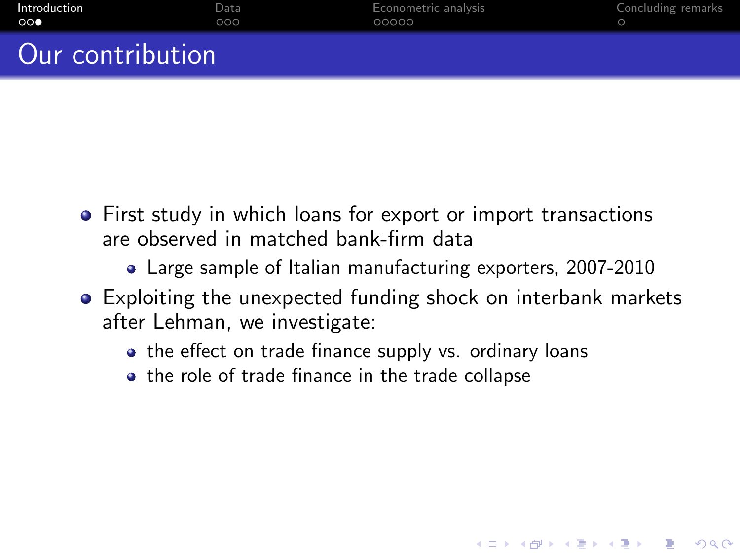# Our contribution

- First study in which loans for export or import transactions are observed in matched bank-firm data
  - Large sample of Italian manufacturing exporters, 2007-2010
- Exploiting the unexpected funding shock on interbank markets after Lehman, we investigate:
  - the effect on trade finance supply vs. ordinary loans
  - the role of trade finance in the trade collapse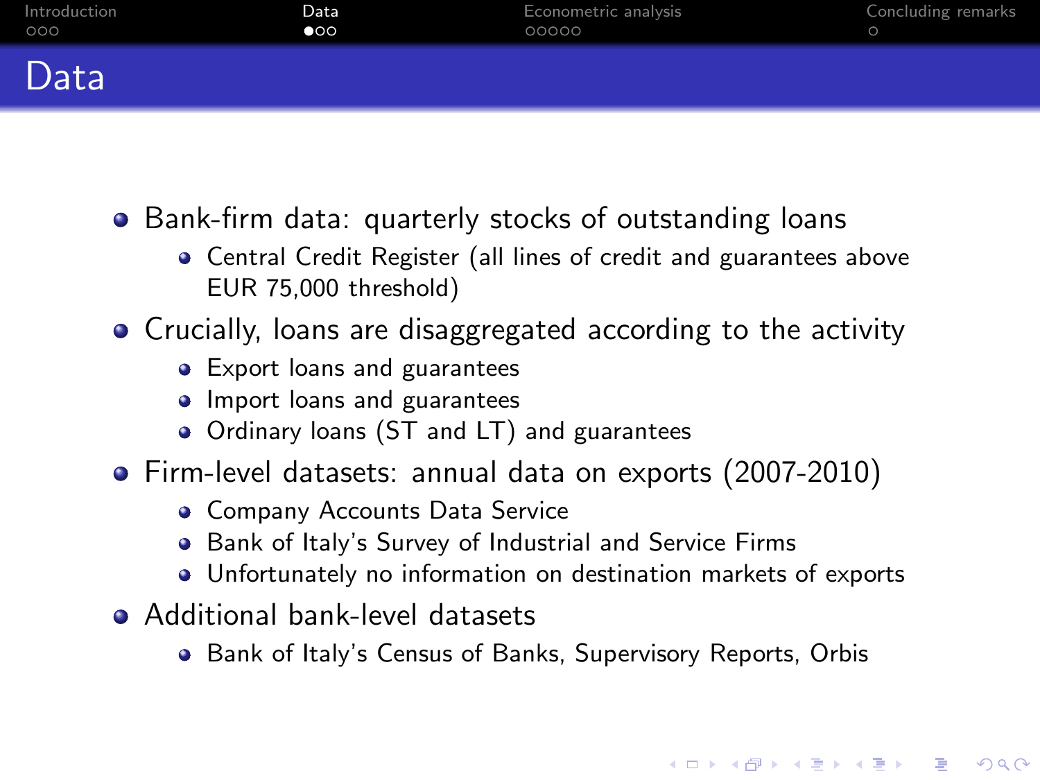# Data

- Bank-firm data: quarterly stocks of outstanding loans
  - Central Credit Register (all lines of credit and guarantees above EUR 75,000 threshold)
- Crucially, loans are disaggregated according to the activity
  - Export loans and guarantees
  - Import loans and guarantees
  - Ordinary loans (ST and LT) and guarantees
- Firm-level datasets: annual data on exports (2007-2010)
  - Company Accounts Data Service
  - Bank of Italy's Survey of Industrial and Service Firms
  - Unfortunately no information on destination markets of exports
- Additional bank-level datasets
  - Bank of Italy's Census of Banks, Supervisory Reports, Orbis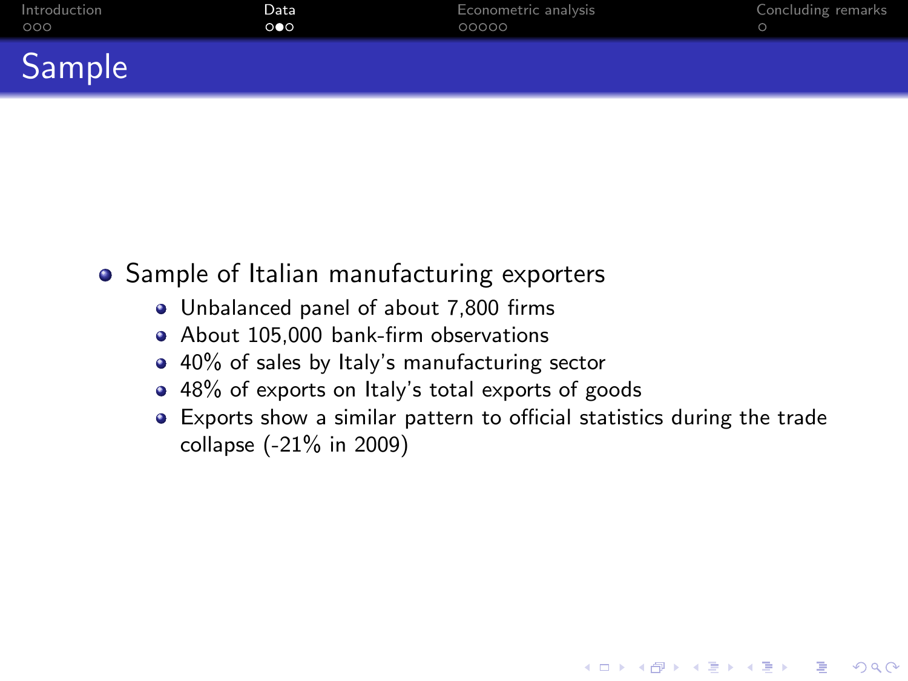# Sample

- Sample of Italian manufacturing exporters
  - Unbalanced panel of about 7,800 firms
  - About 105,000 bank-firm observations
  - 40% of sales by Italy's manufacturing sector
  - 48% of exports on Italy's total exports of goods
  - Exports show a similar pattern to official statistics during the trade collapse (-21% in 2009)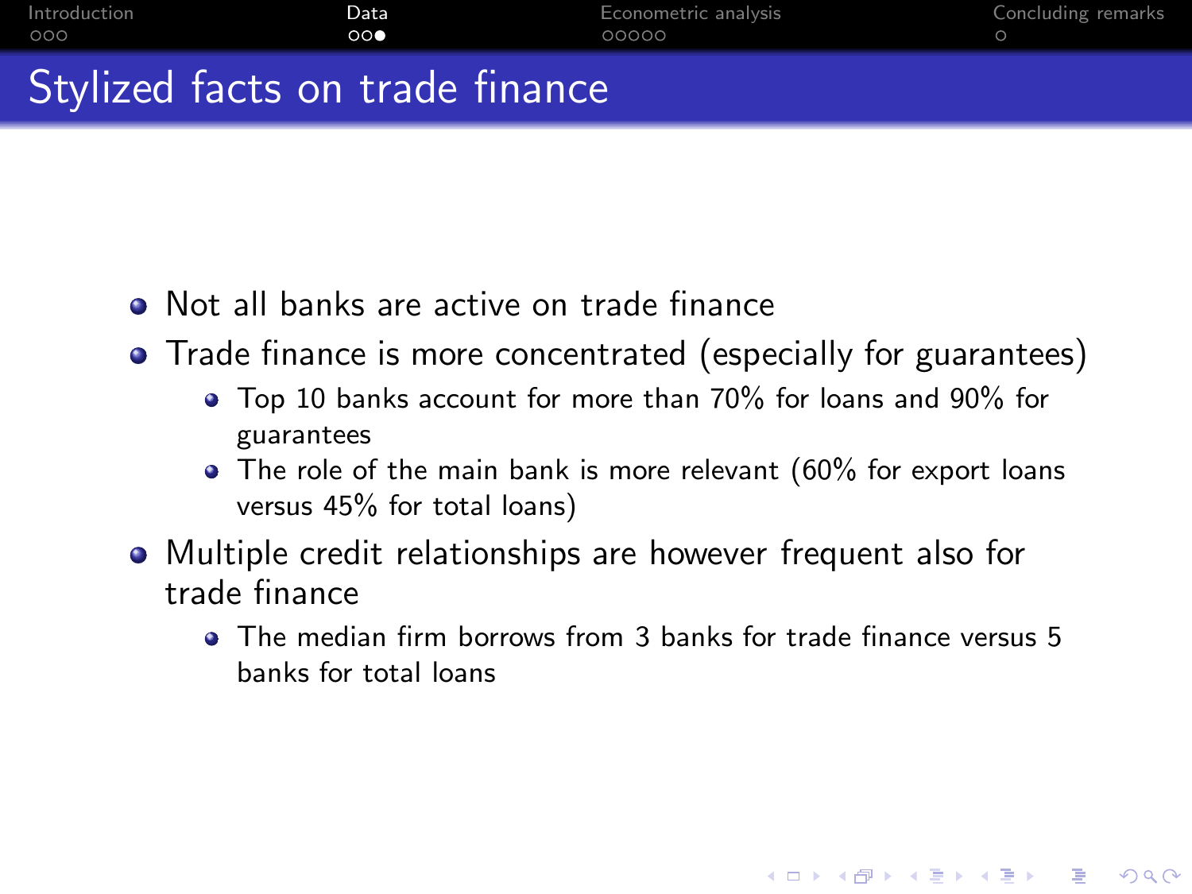# Stylized facts on trade finance

- Not all banks are active on trade finance
- Trade finance is more concentrated (especially for guarantees)
  - Top 10 banks account for more than 70% for loans and 90% for guarantees
  - The role of the main bank is more relevant (60% for export loans versus 45% for total loans)
- Multiple credit relationships are however frequent also for trade finance
  - The median firm borrows from 3 banks for trade finance versus 5 banks for total loans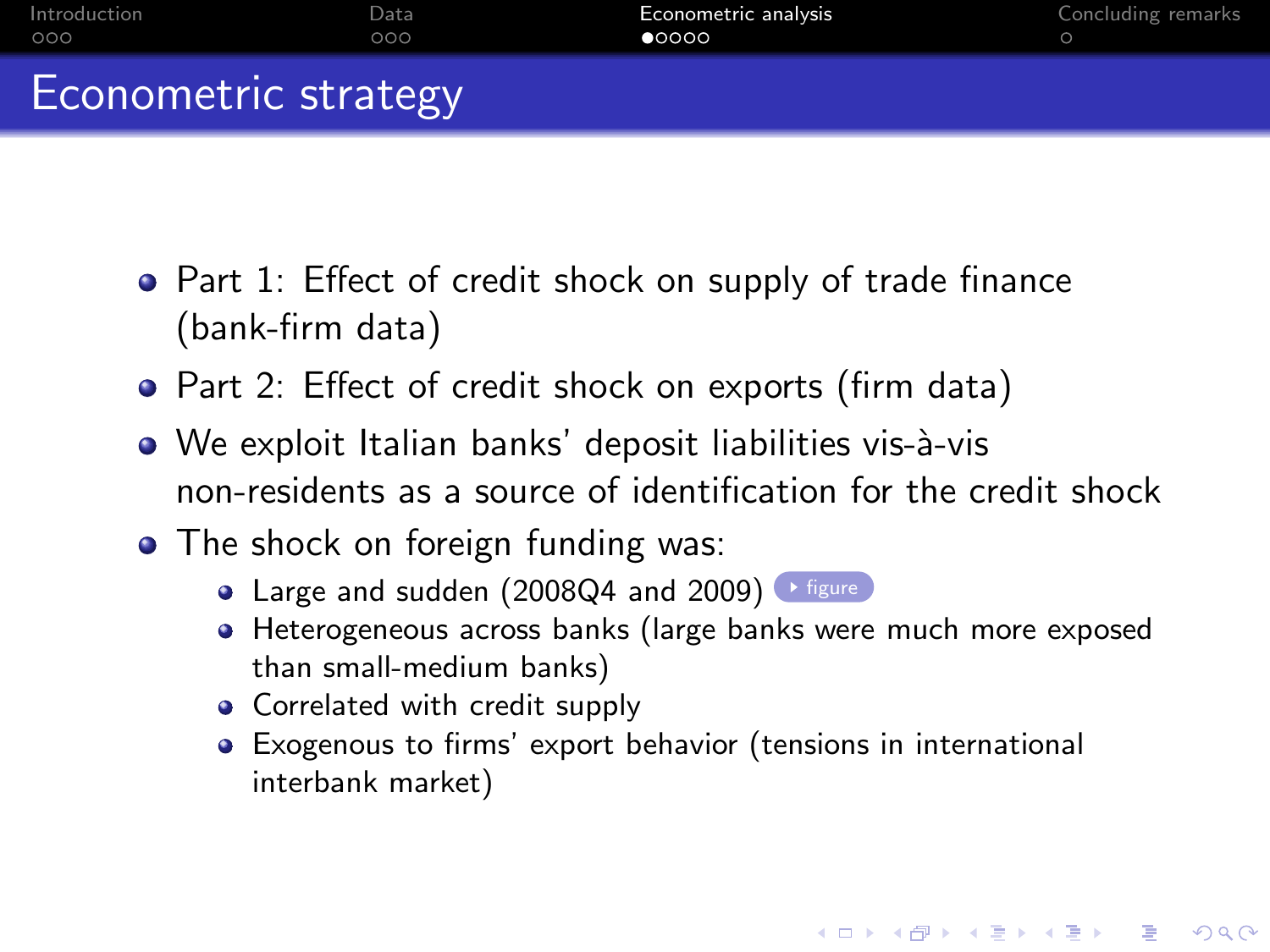# Econometric strategy

- Part 1: Effect of credit shock on supply of trade finance (bank-firm data)
- Part 2: Effect of credit shock on exports (firm data)
- We exploit Italian banks' deposit liabilities vis-à-vis non-residents as a source of identification for the credit shock
- The shock on foreign funding was:
  - Large and sudden (2008Q4 and 2009) figure
  - Heterogeneous across banks (large banks were much more exposed than small-medium banks)
  - Correlated with credit supply
  - Exogenous to firms' export behavior (tensions in international interbank market)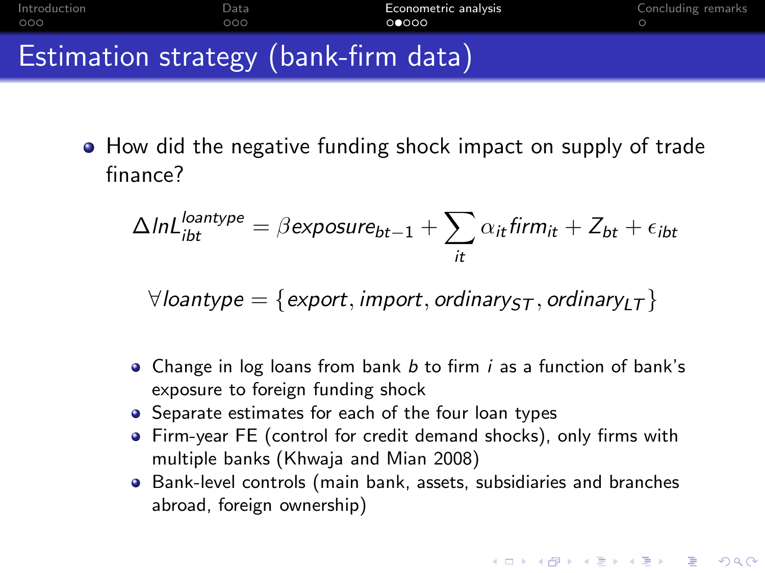# Estimation strategy (bank-firm data)

- How did the negative funding shock impact on supply of trade finance?

$$\Delta lnL_{ibt}^{loantype} = \beta exposure_{bt-1} + \sum_{it} \alpha_{it} firm_{it} + Z_{bt} + \epsilon_{ibt}$$

$$\forall loantype = \{export, import, ordinary_{ST}, ordinary_{LT}\}$$

  - Change in log loans from bank $b$ to firm $i$ as a function of bank's exposure to foreign funding shock
  - Separate estimates for each of the four loan types
  - Firm-year FE (control for credit demand shocks), only firms with multiple banks (Khwaja and Mian 2008)
  - Bank-level controls (main bank, assets, subsidiaries and branches abroad, foreign ownership)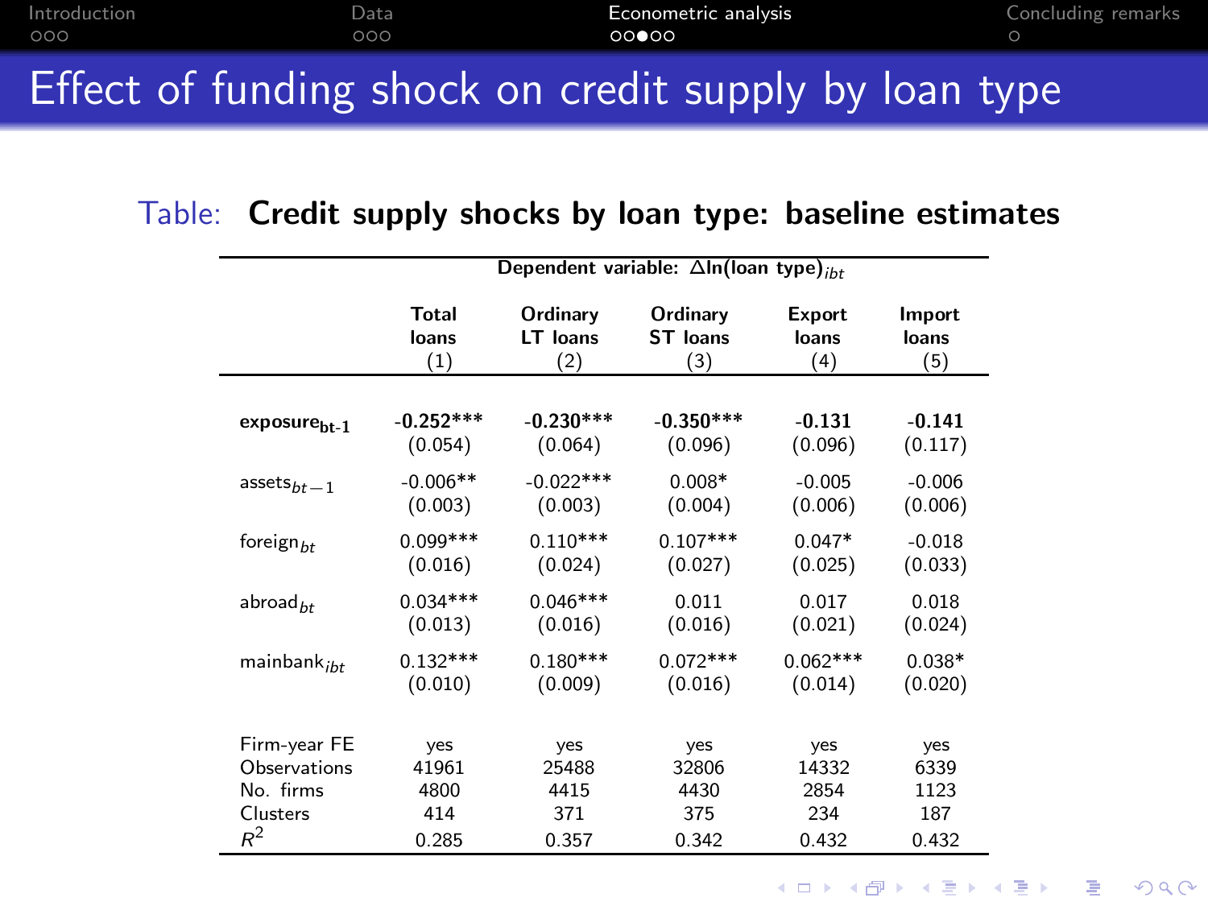# Effect of funding shock on credit supply by loan type

Table: **Credit supply shocks by loan type: baseline estimates**

| | Dependent variable: $\Delta\ln(\text{loan type})_{ibt}$ | | | | |
|---|---|---|---|---|---|
| | Total loans (1) | Ordinary LT loans (2) | Ordinary ST loans (3) | Export loans (4) | Import loans (5) |
| **$\text{exposure}_{bt-1}$** | **-0.252\*\*\*** | **-0.230\*\*\*** | **-0.350\*\*\*** | **-0.131** | **-0.141** |
| | (0.054) | (0.064) | (0.096) | (0.096) | (0.117) |
| $\text{assets}_{bt-1}$ | -0.006\*\* | -0.022\*\*\* | 0.008\* | -0.005 | -0.006 |
| | (0.003) | (0.003) | (0.004) | (0.006) | (0.006) |
| $\text{foreign}_{bt}$ | 0.099\*\*\* | 0.110\*\*\* | 0.107\*\*\* | 0.047\* | -0.018 |
| | (0.016) | (0.024) | (0.027) | (0.025) | (0.033) |
| $\text{abroad}_{bt}$ | 0.034\*\*\* | 0.046\*\*\* | 0.011 | 0.017 | 0.018 |
| | (0.013) | (0.016) | (0.016) | (0.021) | (0.024) |
| $\text{mainbank}_{ibt}$ | 0.132\*\*\* | 0.180\*\*\* | 0.072\*\*\* | 0.062\*\*\* | 0.038\* |
| | (0.010) | (0.009) | (0.016) | (0.014) | (0.020) |
| Firm-year FE | yes | yes | yes | yes | yes |
| Observations | 41961 | 25488 | 32806 | 14332 | 6339 |
| No. firms | 4800 | 4415 | 4430 | 2854 | 1123 |
| Clusters | 414 | 371 | 375 | 234 | 187 |
| $R^2$ | 0.285 | 0.357 | 0.342 | 0.432 | 0.432 |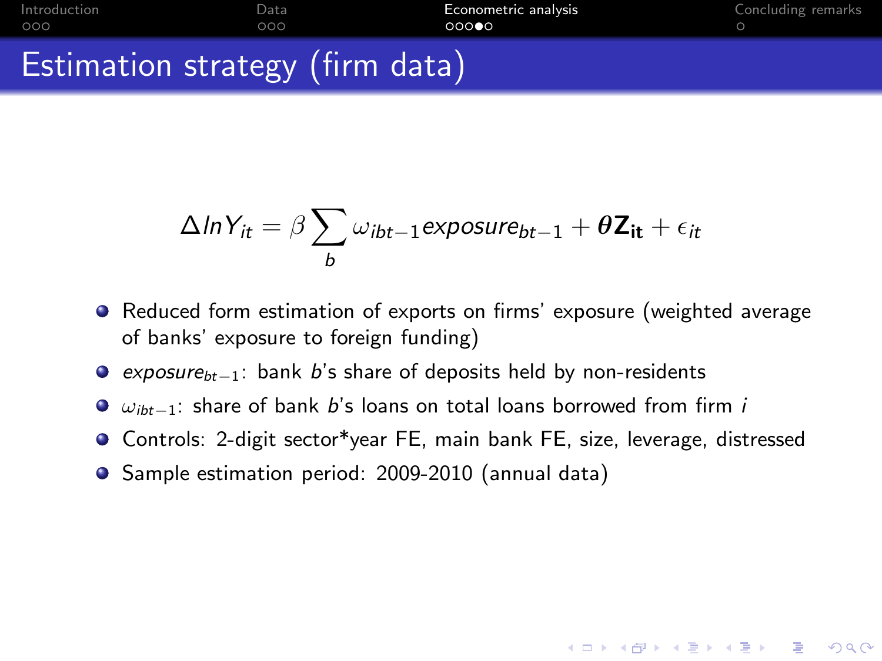# Estimation strategy (firm data)

$$\Delta lnY_{it} = \beta \sum_{b} \omega_{ibt-1} exposure_{bt-1} + \boldsymbol{\theta} \mathbf{Z_{it}} + \epsilon_{it}$$

- Reduced form estimation of exports on firms' exposure (weighted average of banks' exposure to foreign funding)
- $exposure_{bt-1}$: bank $b$'s share of deposits held by non-residents
- $\omega_{ibt-1}$: share of bank $b$'s loans on total loans borrowed from firm $i$
- Controls: 2-digit sector*year FE, main bank FE, size, leverage, distressed
- Sample estimation period: 2009-2010 (annual data)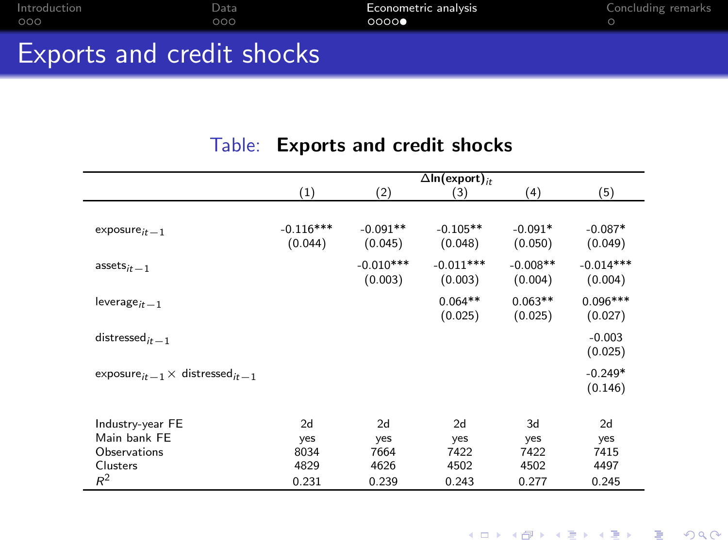# Exports and credit shocks

Table: **Exports and credit shocks**

| | $\Delta \ln(\text{export})_{it}$ | | | | |
|---|---|---|---|---|---|
| | (1) | (2) | (3) | (4) | (5) |
| $\text{exposure}_{it-1}$ | -0.116*** | -0.091** | -0.105** | -0.091* | -0.087* |
| | (0.044) | (0.045) | (0.048) | (0.050) | (0.049) |
| $\text{assets}_{it-1}$ | | -0.010*** | -0.011*** | -0.008** | -0.014*** |
| | | (0.003) | (0.003) | (0.004) | (0.004) |
| $\text{leverage}_{it-1}$ | | | 0.064** | 0.063** | 0.096*** |
| | | | (0.025) | (0.025) | (0.027) |
| $\text{distressed}_{it-1}$ | | | | | -0.003 |
| | | | | | (0.025) |
| $\text{exposure}_{it-1} \times \text{distressed}_{it-1}$ | | | | | -0.249* |
| | | | | | (0.146) |
| Industry-year FE | 2d | 2d | 2d | 3d | 2d |
| Main bank FE | yes | yes | yes | yes | yes |
| Observations | 8034 | 7664 | 7422 | 7422 | 7415 |
| Clusters | 4829 | 4626 | 4502 | 4502 | 4497 |
| $R^2$ | 0.231 | 0.239 | 0.243 | 0.277 | 0.245 |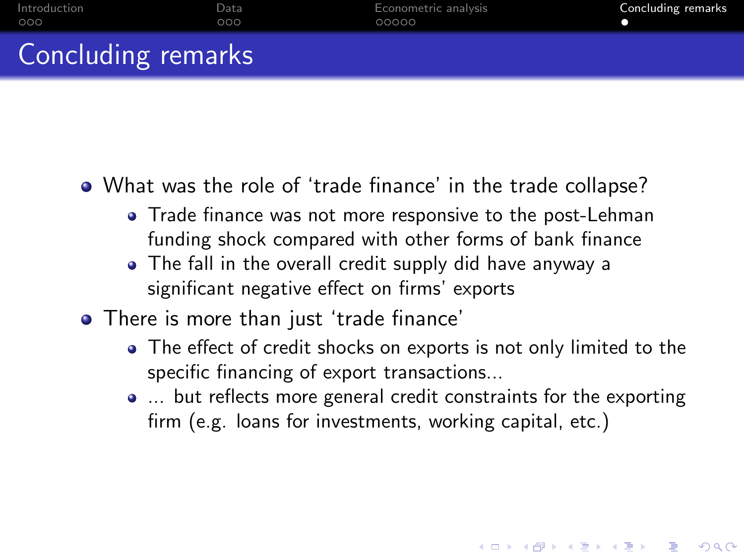# Concluding remarks

- What was the role of ‘trade finance’ in the trade collapse?
  - Trade finance was not more responsive to the post-Lehman funding shock compared with other forms of bank finance
  - The fall in the overall credit supply did have anyway a significant negative effect on firms’ exports
- There is more than just ‘trade finance’
  - The effect of credit shocks on exports is not only limited to the specific financing of export transactions...
  - ... but reflects more general credit constraints for the exporting firm (e.g. loans for investments, working capital, etc.)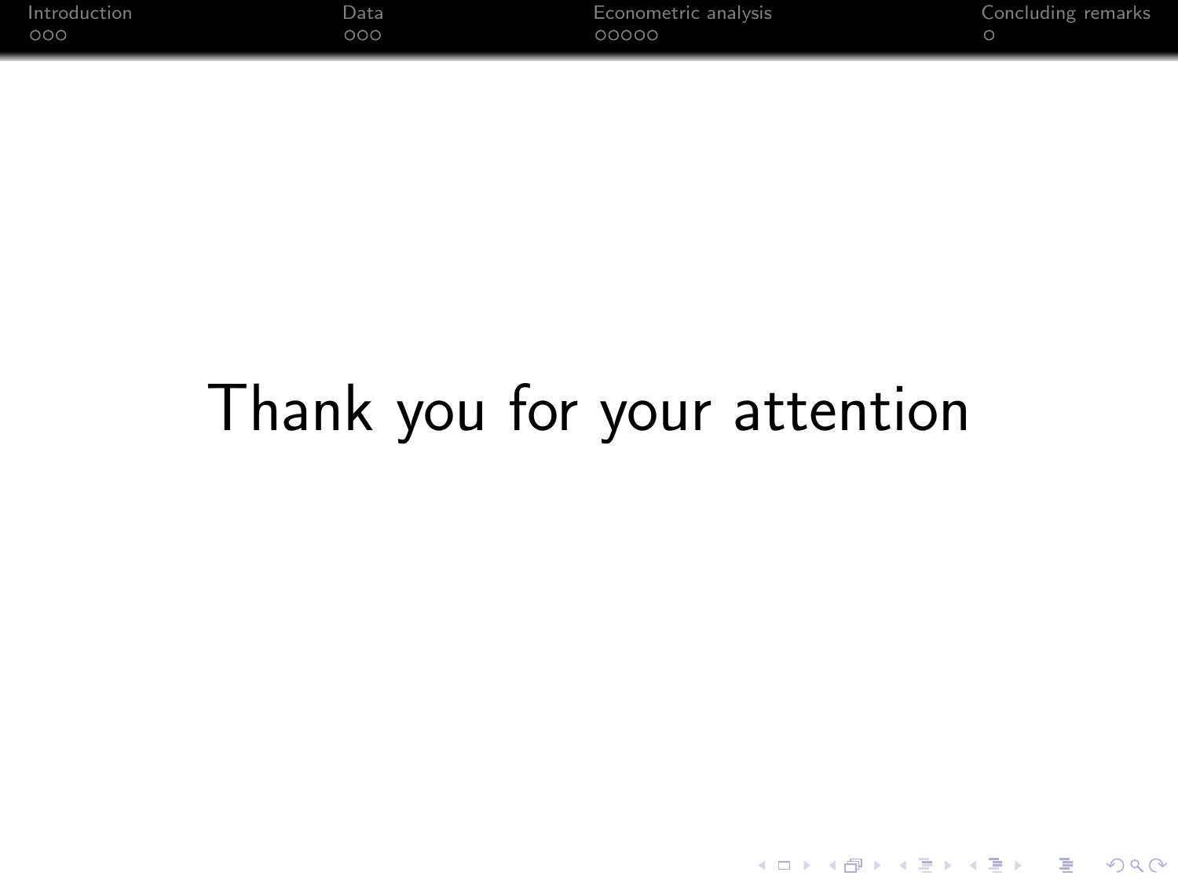Thank you for your attention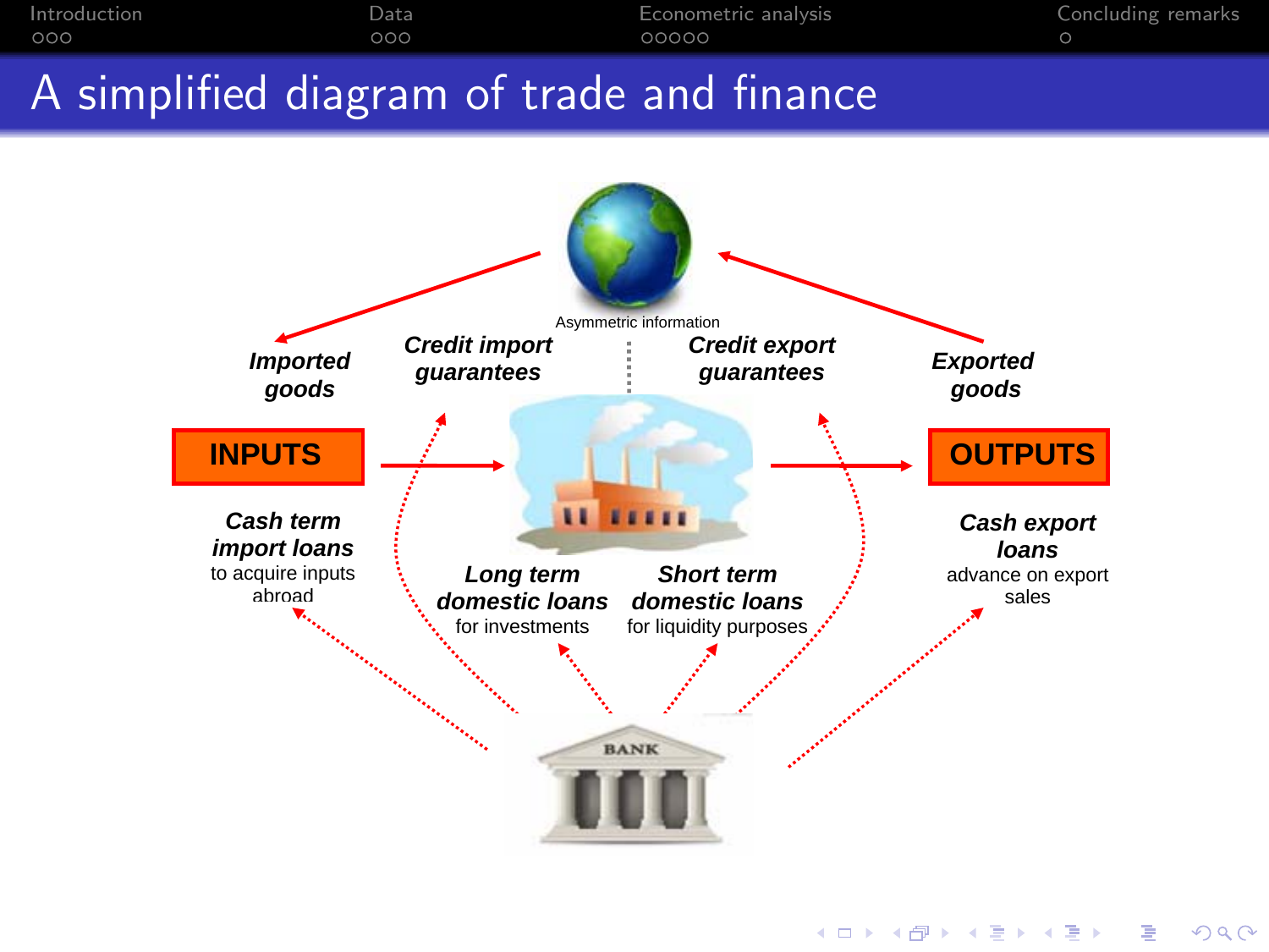# A simplified diagram of trade and finance

Asymmetric information

***Imported goods***

***Credit import guarantees***

***Credit export guarantees***

***Exported goods***

**INPUTS**

**OUTPUTS**

***Cash term import loans***
to acquire inputs abroad

***Long term domestic loans***
for investments

***Short term domestic loans***
for liquidity purposes

***Cash export loans***
advance on export sales

BANK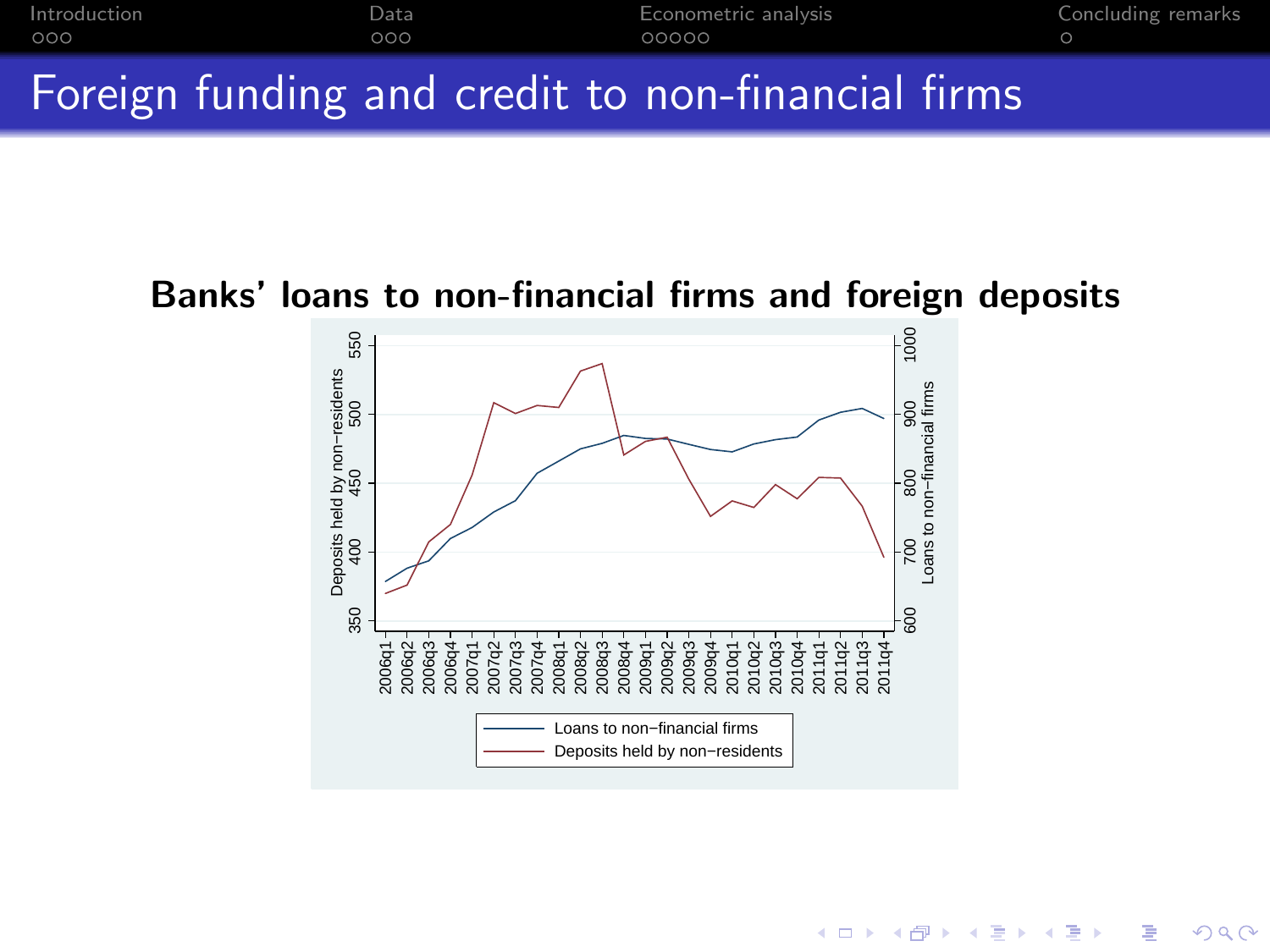# Foreign funding and credit to non-financial firms

**Banks' loans to non-financial firms and foreign deposits**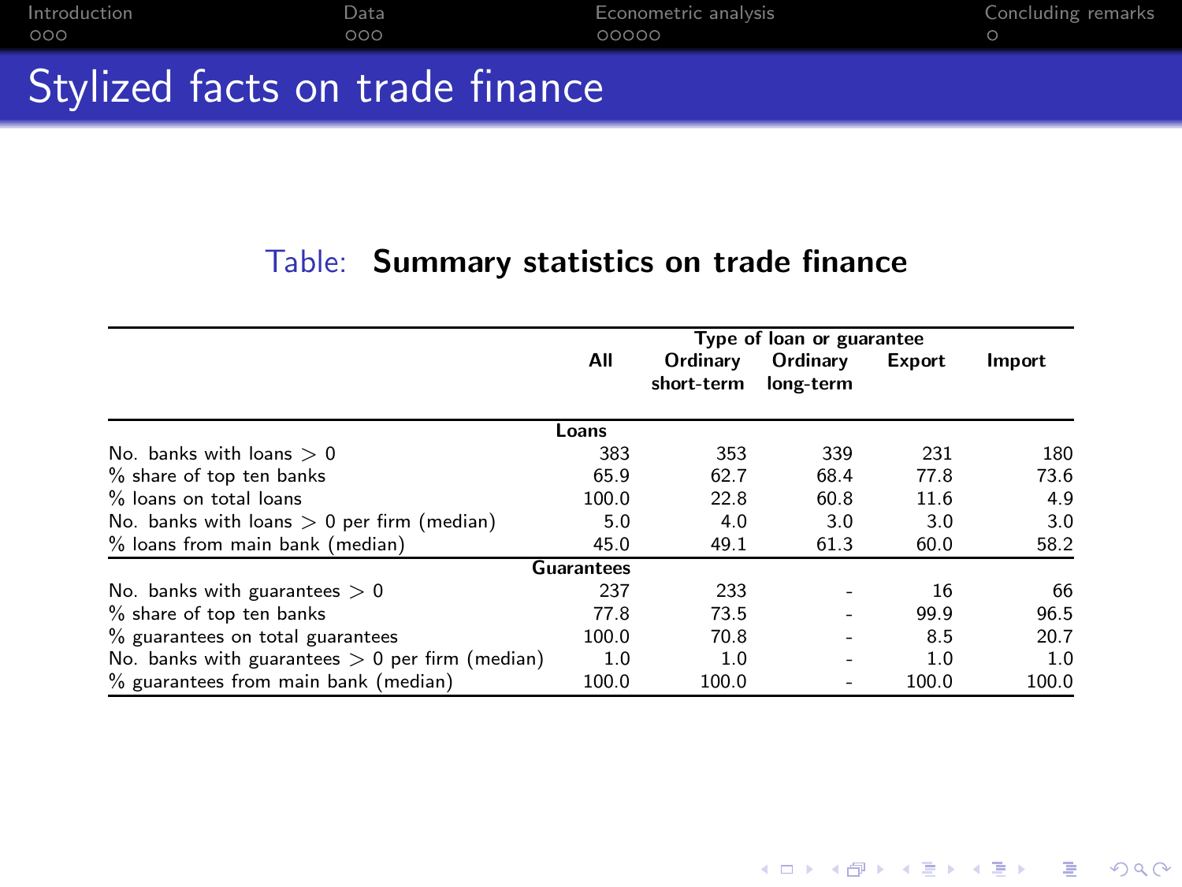# Stylized facts on trade finance

Table: **Summary statistics on trade finance**

| | Type of loan or guarantee | | | | |
|---|---|---|---|---|---|
| | **All** | **Ordinary short-term** | **Ordinary long-term** | **Export** | **Import** |
| **Loans** | | | | | |
| No. banks with loans $> 0$ | 383 | 353 | 339 | 231 | 180 |
| % share of top ten banks | 65.9 | 62.7 | 68.4 | 77.8 | 73.6 |
| % loans on total loans | 100.0 | 22.8 | 60.8 | 11.6 | 4.9 |
| No. banks with loans $> 0$ per firm (median) | 5.0 | 4.0 | 3.0 | 3.0 | 3.0 |
| % loans from main bank (median) | 45.0 | 49.1 | 61.3 | 60.0 | 58.2 |
| **Guarantees** | | | | | |
| No. banks with guarantees $> 0$ | 237 | 233 | - | 16 | 66 |
| % share of top ten banks | 77.8 | 73.5 | - | 99.9 | 96.5 |
| % guarantees on total guarantees | 100.0 | 70.8 | - | 8.5 | 20.7 |
| No. banks with guarantees $> 0$ per firm (median) | 1.0 | 1.0 | - | 1.0 | 1.0 |
| % guarantees from main bank (median) | 100.0 | 100.0 | - | 100.0 | 100.0 |